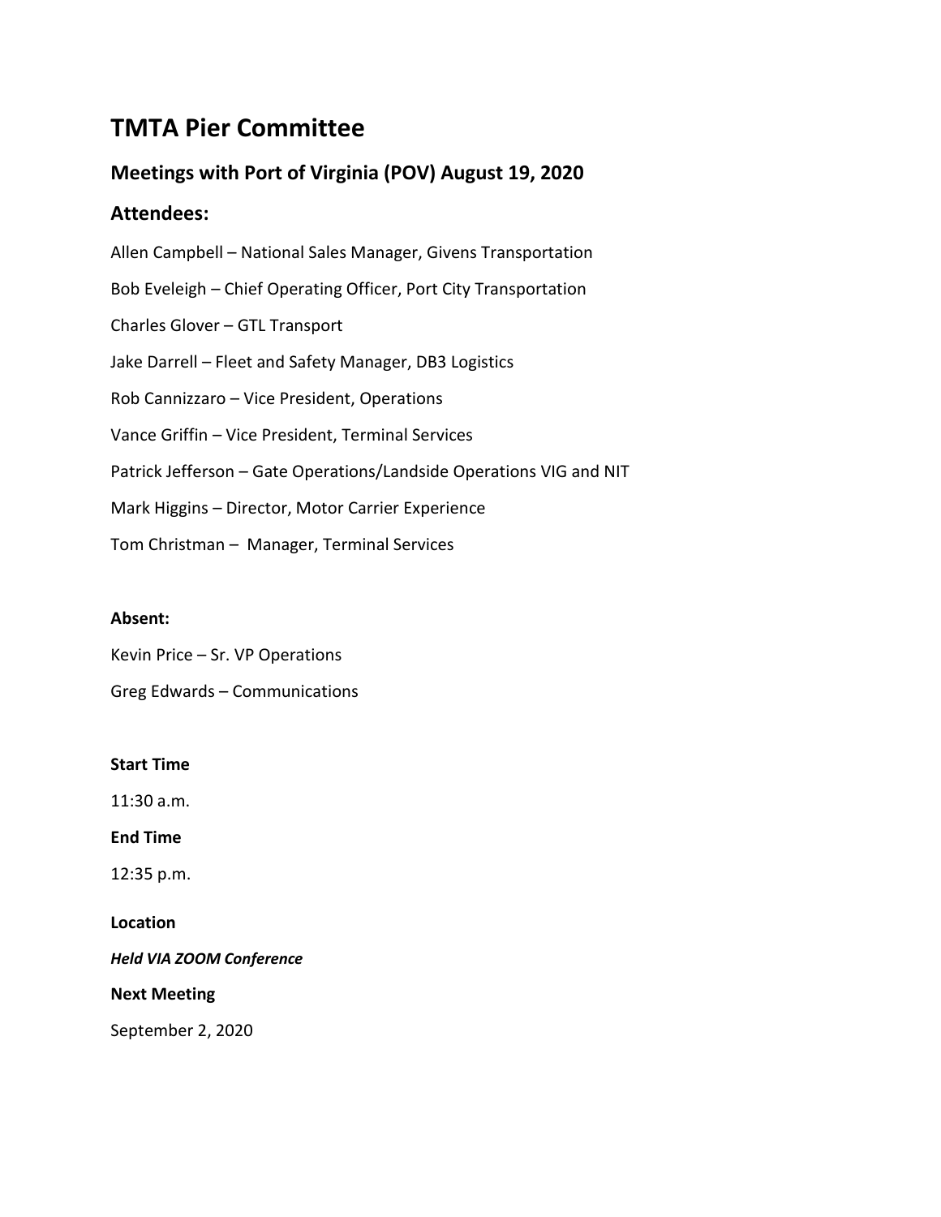# TMTA Pier Committee

## Meetings with Port of Virginia (POV) August 19, 2020

## Attendees:

Allen Campbell – National Sales Manager, Givens Transportation

Bob Eveleigh – Chief Operating Officer, Port City Transportation

Charles Glover – GTL Transport

Jake Darrell – Fleet and Safety Manager, DB3 Logistics

Rob Cannizzaro – Vice President, Operations

Vance Griffin – Vice President, Terminal Services

Patrick Jefferson – Gate Operations/Landside Operations VIG and NIT

Mark Higgins – Director, Motor Carrier Experience

Tom Christman – Manager, Terminal Services

**Absent:**

Kevin Price – Sr. VP Operations

Greg Edwards – Communications

**Start Time**

11:30 a.m.

**End Time**

12:35 p.m.

**Location**

***Held VIA ZOOM Conference***

**Next Meeting**

September 2, 2020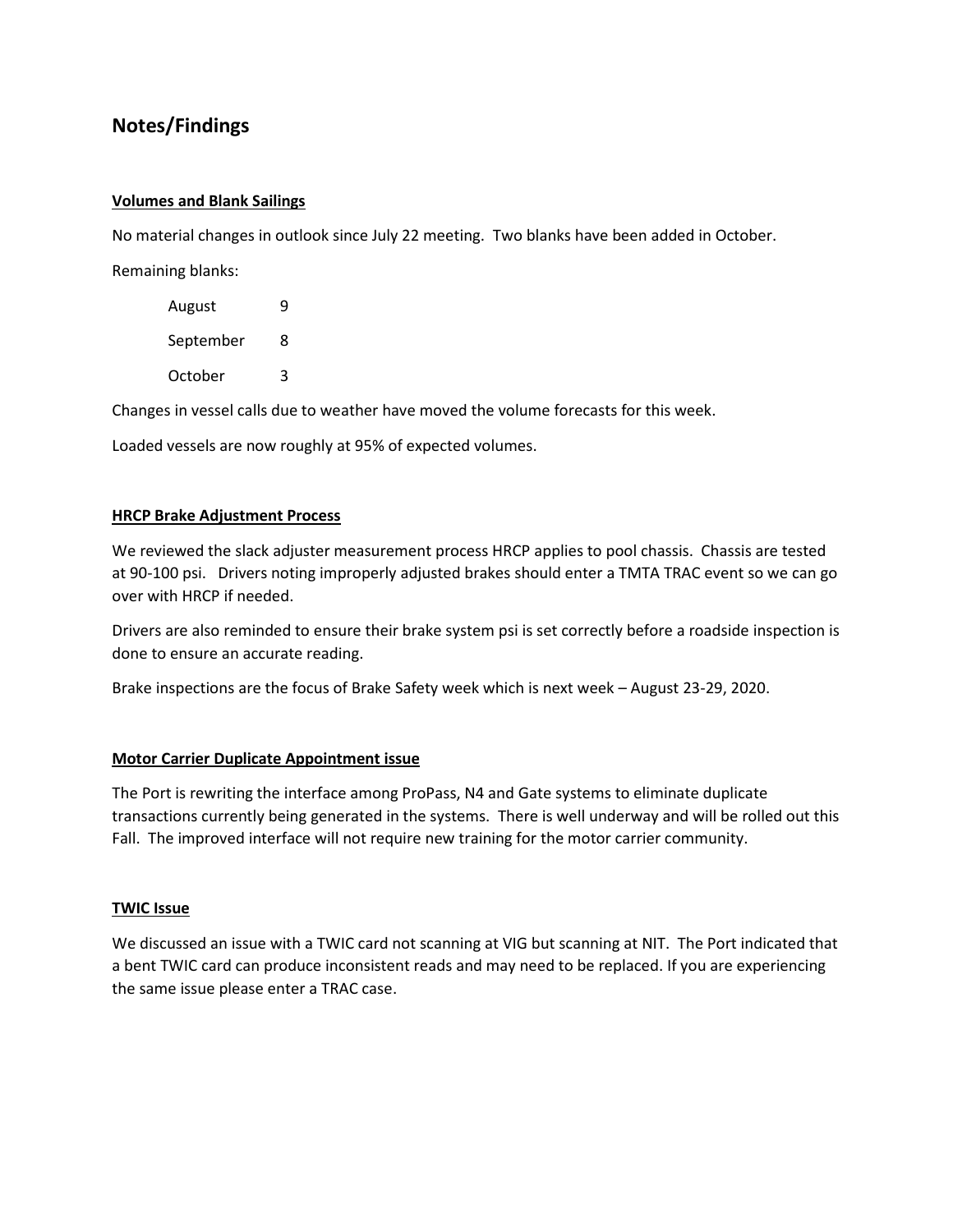## Notes/Findings

**Volumes and Blank Sailings**

No material changes in outlook since July 22 meeting. Two blanks have been added in October.

Remaining blanks:

| | |
|---|---|
| August | 9 |
| September | 8 |
| October | 3 |

Changes in vessel calls due to weather have moved the volume forecasts for this week.

Loaded vessels are now roughly at 95% of expected volumes.

**HRCP Brake Adjustment Process**

We reviewed the slack adjuster measurement process HRCP applies to pool chassis. Chassis are tested at 90-100 psi. Drivers noting improperly adjusted brakes should enter a TMTA TRAC event so we can go over with HRCP if needed.

Drivers are also reminded to ensure their brake system psi is set correctly before a roadside inspection is done to ensure an accurate reading.

Brake inspections are the focus of Brake Safety week which is next week – August 23-29, 2020.

**Motor Carrier Duplicate Appointment issue**

The Port is rewriting the interface among ProPass, N4 and Gate systems to eliminate duplicate transactions currently being generated in the systems. There is well underway and will be rolled out this Fall. The improved interface will not require new training for the motor carrier community.

**TWIC Issue**

We discussed an issue with a TWIC card not scanning at VIG but scanning at NIT. The Port indicated that a bent TWIC card can produce inconsistent reads and may need to be replaced. If you are experiencing the same issue please enter a TRAC case.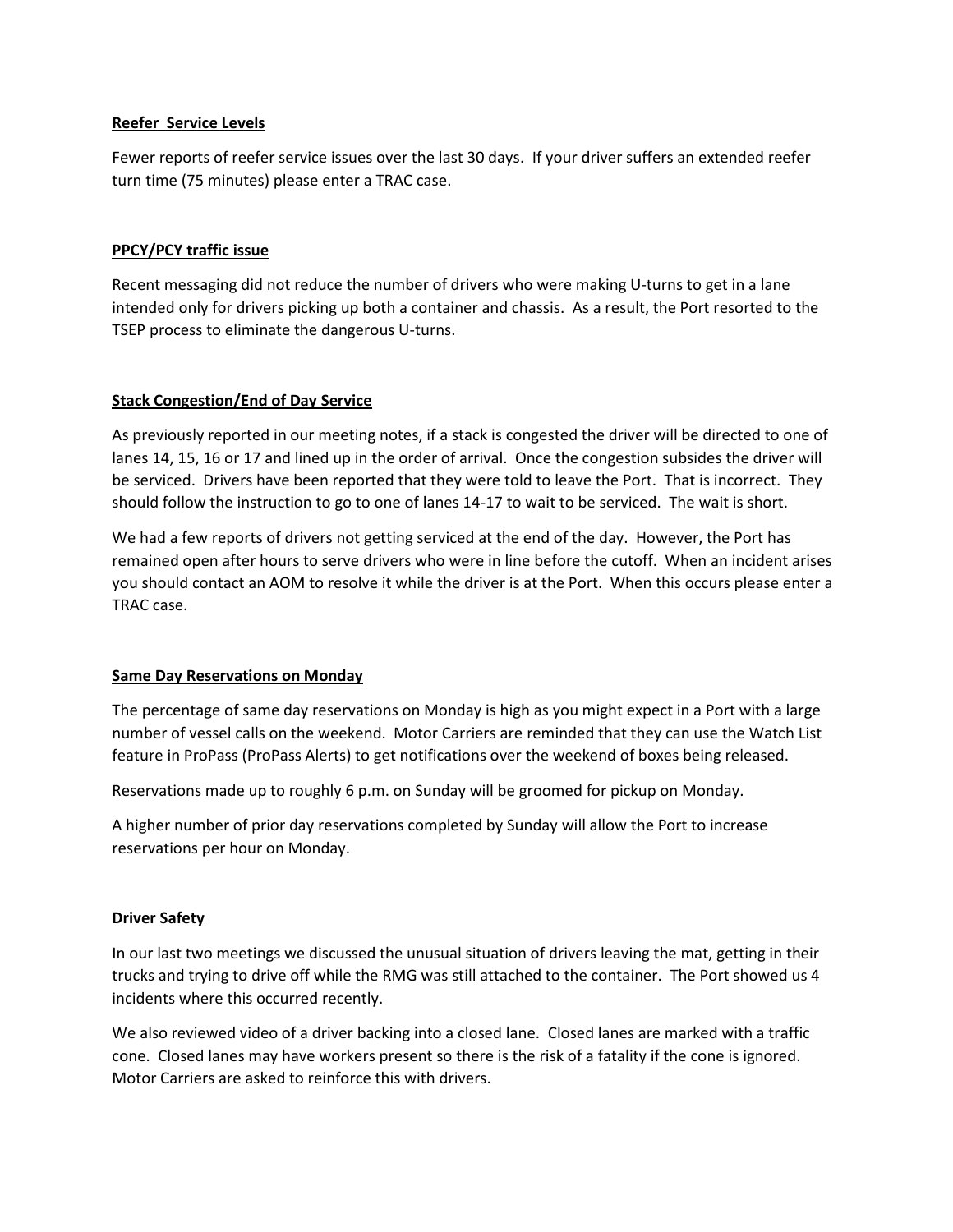## Reefer Service Levels

Fewer reports of reefer service issues over the last 30 days. If your driver suffers an extended reefer turn time (75 minutes) please enter a TRAC case.

## PPCY/PCY traffic issue

Recent messaging did not reduce the number of drivers who were making U-turns to get in a lane intended only for drivers picking up both a container and chassis. As a result, the Port resorted to the TSEP process to eliminate the dangerous U-turns.

## Stack Congestion/End of Day Service

As previously reported in our meeting notes, if a stack is congested the driver will be directed to one of lanes 14, 15, 16 or 17 and lined up in the order of arrival. Once the congestion subsides the driver will be serviced. Drivers have been reported that they were told to leave the Port. That is incorrect. They should follow the instruction to go to one of lanes 14-17 to wait to be serviced. The wait is short.

We had a few reports of drivers not getting serviced at the end of the day. However, the Port has remained open after hours to serve drivers who were in line before the cutoff. When an incident arises you should contact an AOM to resolve it while the driver is at the Port. When this occurs please enter a TRAC case.

## Same Day Reservations on Monday

The percentage of same day reservations on Monday is high as you might expect in a Port with a large number of vessel calls on the weekend. Motor Carriers are reminded that they can use the Watch List feature in ProPass (ProPass Alerts) to get notifications over the weekend of boxes being released.

Reservations made up to roughly 6 p.m. on Sunday will be groomed for pickup on Monday.

A higher number of prior day reservations completed by Sunday will allow the Port to increase reservations per hour on Monday.

## Driver Safety

In our last two meetings we discussed the unusual situation of drivers leaving the mat, getting in their trucks and trying to drive off while the RMG was still attached to the container. The Port showed us 4 incidents where this occurred recently.

We also reviewed video of a driver backing into a closed lane. Closed lanes are marked with a traffic cone. Closed lanes may have workers present so there is the risk of a fatality if the cone is ignored. Motor Carriers are asked to reinforce this with drivers.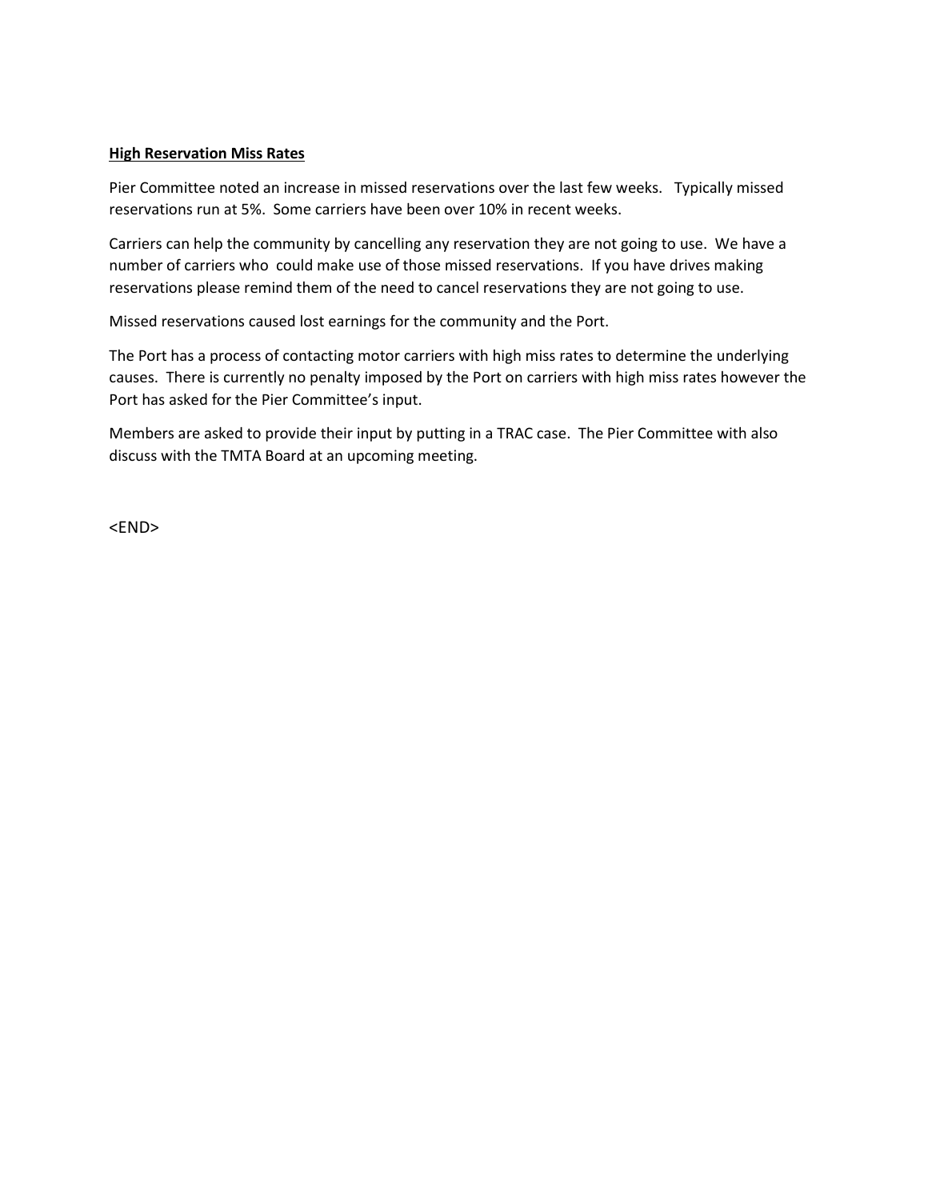**High Reservation Miss Rates**

Pier Committee noted an increase in missed reservations over the last few weeks. Typically missed reservations run at 5%. Some carriers have been over 10% in recent weeks.

Carriers can help the community by cancelling any reservation they are not going to use. We have a number of carriers who could make use of those missed reservations. If you have drives making reservations please remind them of the need to cancel reservations they are not going to use.

Missed reservations caused lost earnings for the community and the Port.

The Port has a process of contacting motor carriers with high miss rates to determine the underlying causes. There is currently no penalty imposed by the Port on carriers with high miss rates however the Port has asked for the Pier Committee's input.

Members are asked to provide their input by putting in a TRAC case. The Pier Committee with also discuss with the TMTA Board at an upcoming meeting.

<END>